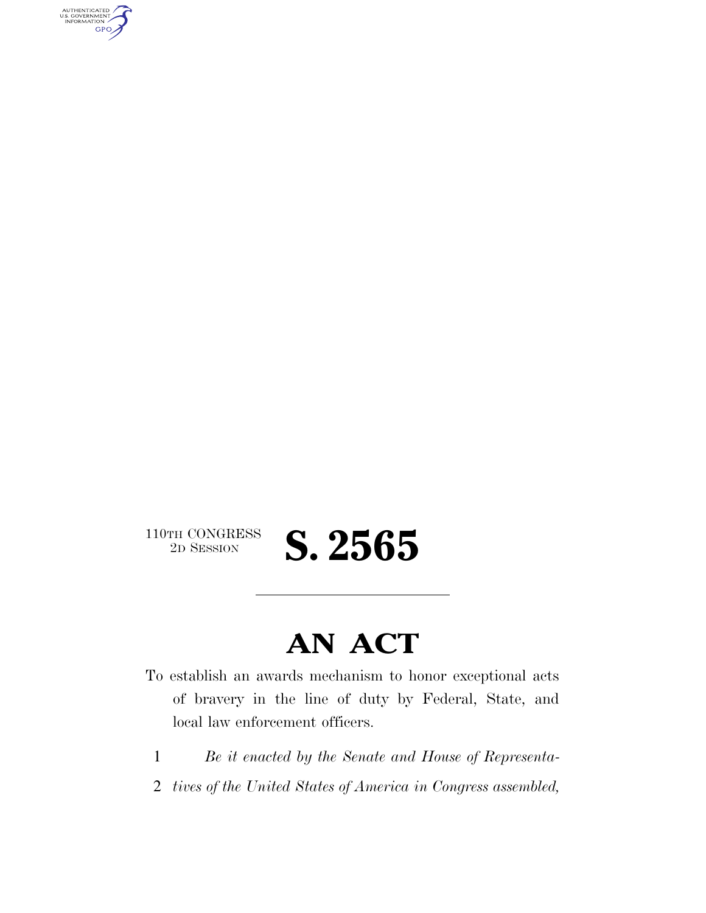110TH CONGRESS
2D SESSION

# S. 2565

---

# AN ACT

To establish an awards mechanism to honor exceptional acts of bravery in the line of duty by Federal, State, and local law enforcement officers.

1 *Be it enacted by the Senate and House of Representa-*
2 *tives of the United States of America in Congress assembled,*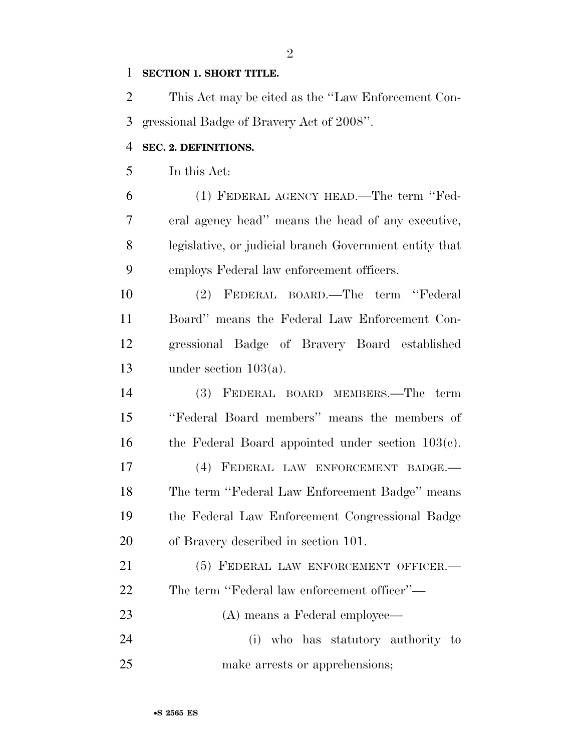**SECTION 1. SHORT TITLE.**

This Act may be cited as the "Law Enforcement Congressional Badge of Bravery Act of 2008".

**SEC. 2. DEFINITIONS.**

In this Act:

(1) FEDERAL AGENCY HEAD.—The term "Federal agency head" means the head of any executive, legislative, or judicial branch Government entity that employs Federal law enforcement officers.

(2) FEDERAL BOARD.—The term "Federal Board" means the Federal Law Enforcement Congressional Badge of Bravery Board established under section 103(a).

(3) FEDERAL BOARD MEMBERS.—The term "Federal Board members" means the members of the Federal Board appointed under section 103(c).

(4) FEDERAL LAW ENFORCEMENT BADGE.—The term "Federal Law Enforcement Badge" means the Federal Law Enforcement Congressional Badge of Bravery described in section 101.

(5) FEDERAL LAW ENFORCEMENT OFFICER.—The term "Federal law enforcement officer"—

(A) means a Federal employee—

(i) who has statutory authority to make arrests or apprehensions;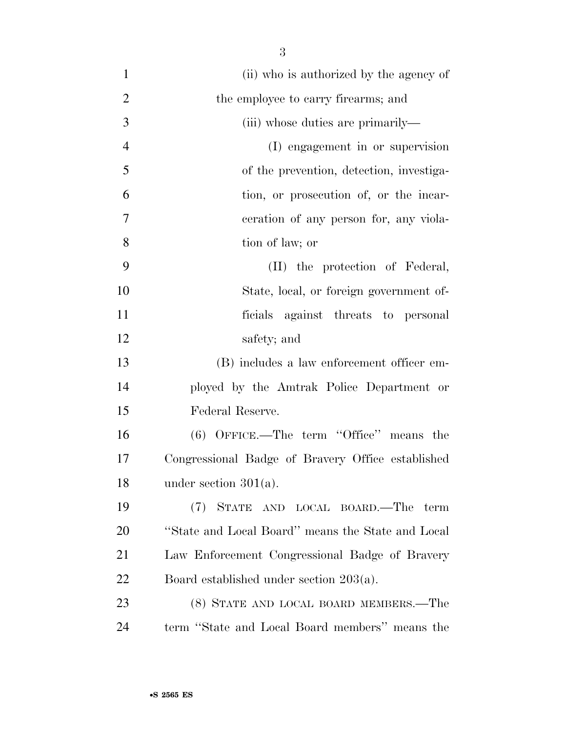(ii) who is authorized by the agency of the employee to carry firearms; and

(iii) whose duties are primarily—

(I) engagement in or supervision of the prevention, detection, investigation, or prosecution of, or the incarceration of any person for, any violation of law; or

(II) the protection of Federal, State, local, or foreign government officials against threats to personal safety; and

(B) includes a law enforcement officer employed by the Amtrak Police Department or Federal Reserve.

(6) OFFICE.—The term ''Office'' means the Congressional Badge of Bravery Office established under section 301(a).

(7) STATE AND LOCAL BOARD.—The term ''State and Local Board'' means the State and Local Law Enforcement Congressional Badge of Bravery Board established under section 203(a).

(8) STATE AND LOCAL BOARD MEMBERS.—The term ''State and Local Board members'' means the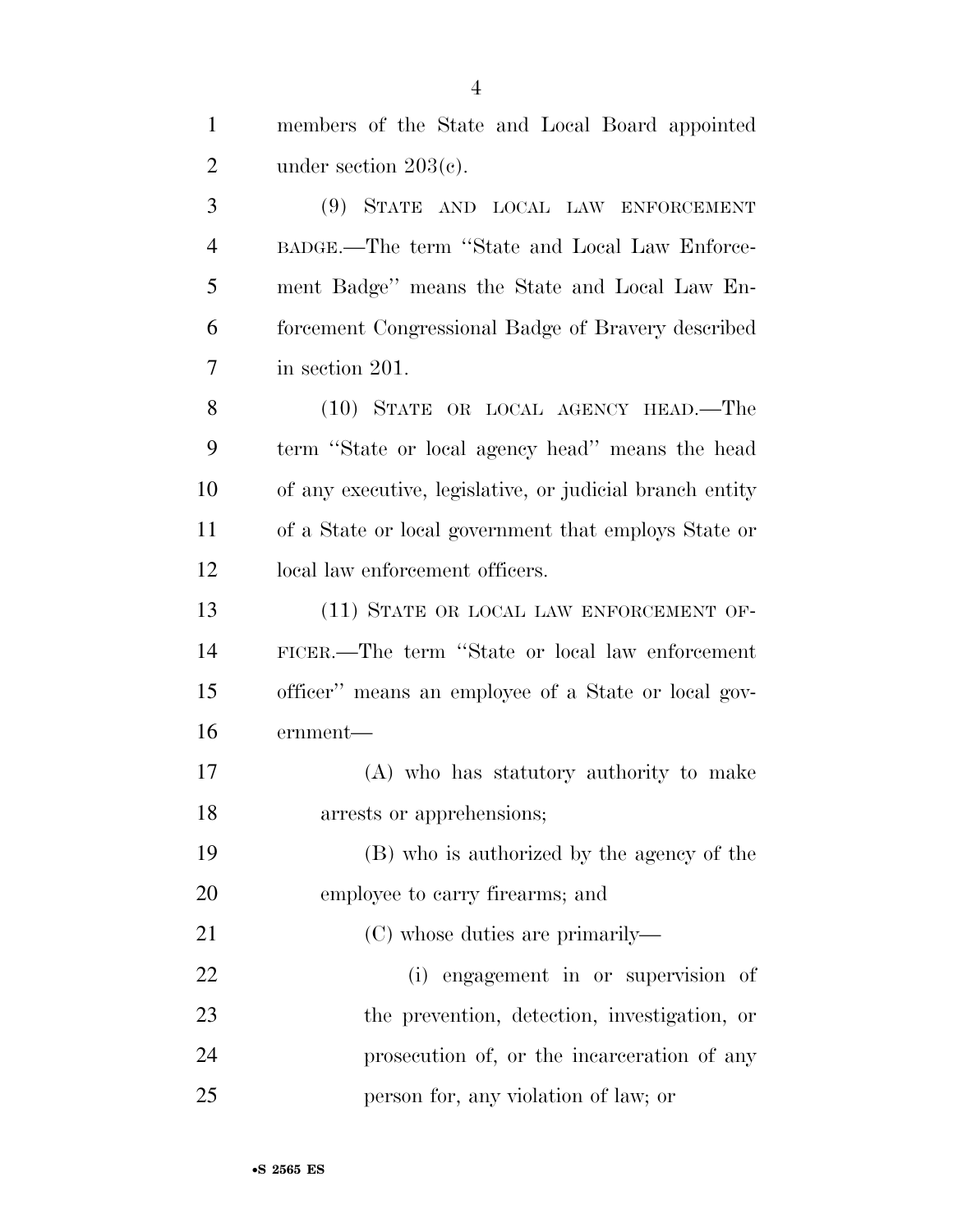members of the State and Local Board appointed under section 203(c).

(9) STATE AND LOCAL LAW ENFORCEMENT BADGE.—The term "State and Local Law Enforcement Badge" means the State and Local Law Enforcement Congressional Badge of Bravery described in section 201.

(10) STATE OR LOCAL AGENCY HEAD.—The term "State or local agency head" means the head of any executive, legislative, or judicial branch entity of a State or local government that employs State or local law enforcement officers.

(11) STATE OR LOCAL LAW ENFORCEMENT OFFICER.—The term "State or local law enforcement officer" means an employee of a State or local government—

(A) who has statutory authority to make arrests or apprehensions;

(B) who is authorized by the agency of the employee to carry firearms; and

(C) whose duties are primarily—

(i) engagement in or supervision of the prevention, detection, investigation, or prosecution of, or the incarceration of any person for, any violation of law; or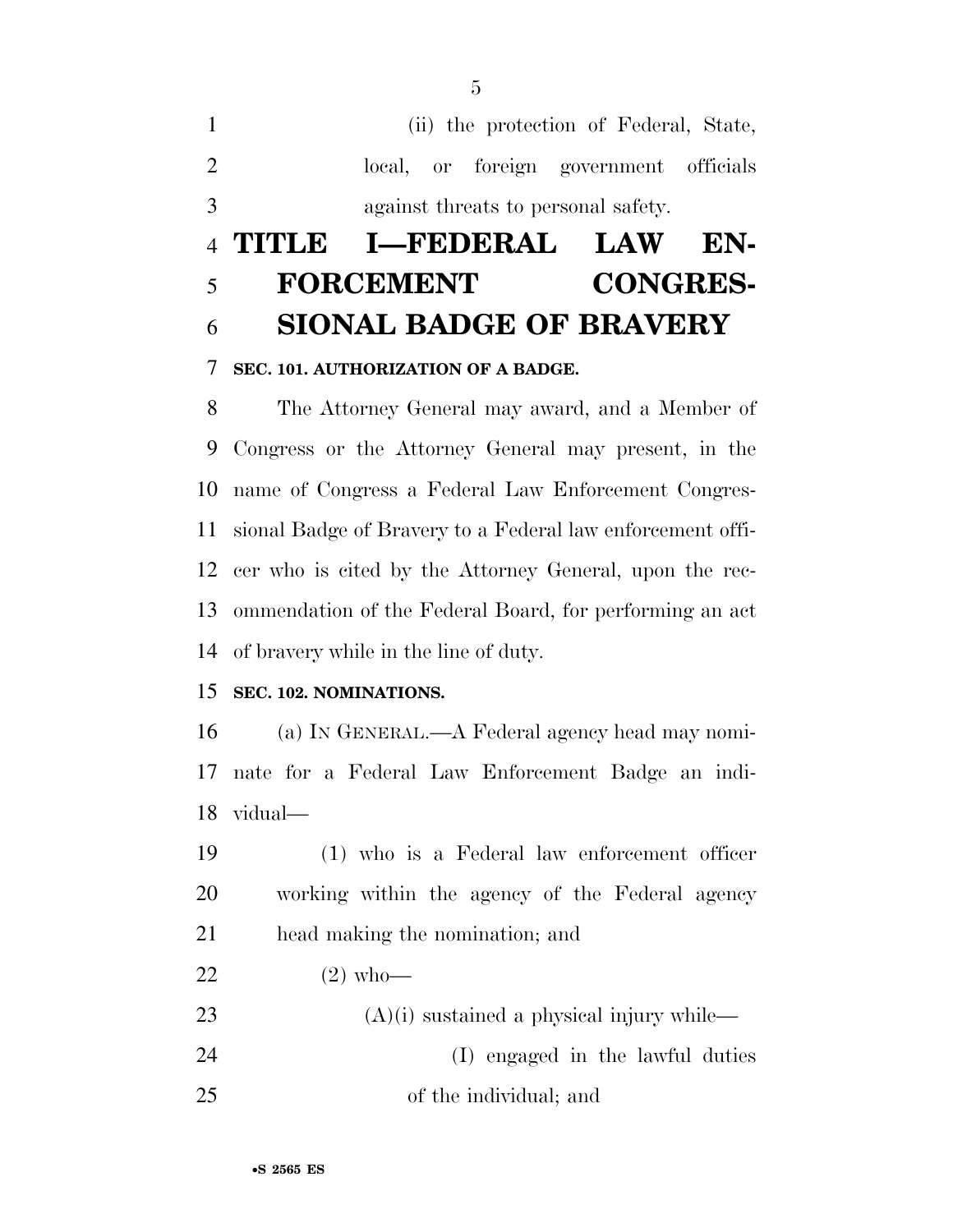(ii) the protection of Federal, State, local, or foreign government officials against threats to personal safety.

# TITLE I—FEDERAL LAW ENFORCEMENT CONGRESSIONAL BADGE OF BRAVERY

**SEC. 101. AUTHORIZATION OF A BADGE.**

The Attorney General may award, and a Member of Congress or the Attorney General may present, in the name of Congress a Federal Law Enforcement Congressional Badge of Bravery to a Federal law enforcement officer who is cited by the Attorney General, upon the recommendation of the Federal Board, for performing an act of bravery while in the line of duty.

**SEC. 102. NOMINATIONS.**

(a) IN GENERAL.—A Federal agency head may nominate for a Federal Law Enforcement Badge an individual—

(1) who is a Federal law enforcement officer working within the agency of the Federal agency head making the nomination; and

(2) who—

(A)(i) sustained a physical injury while—

(I) engaged in the lawful duties of the individual; and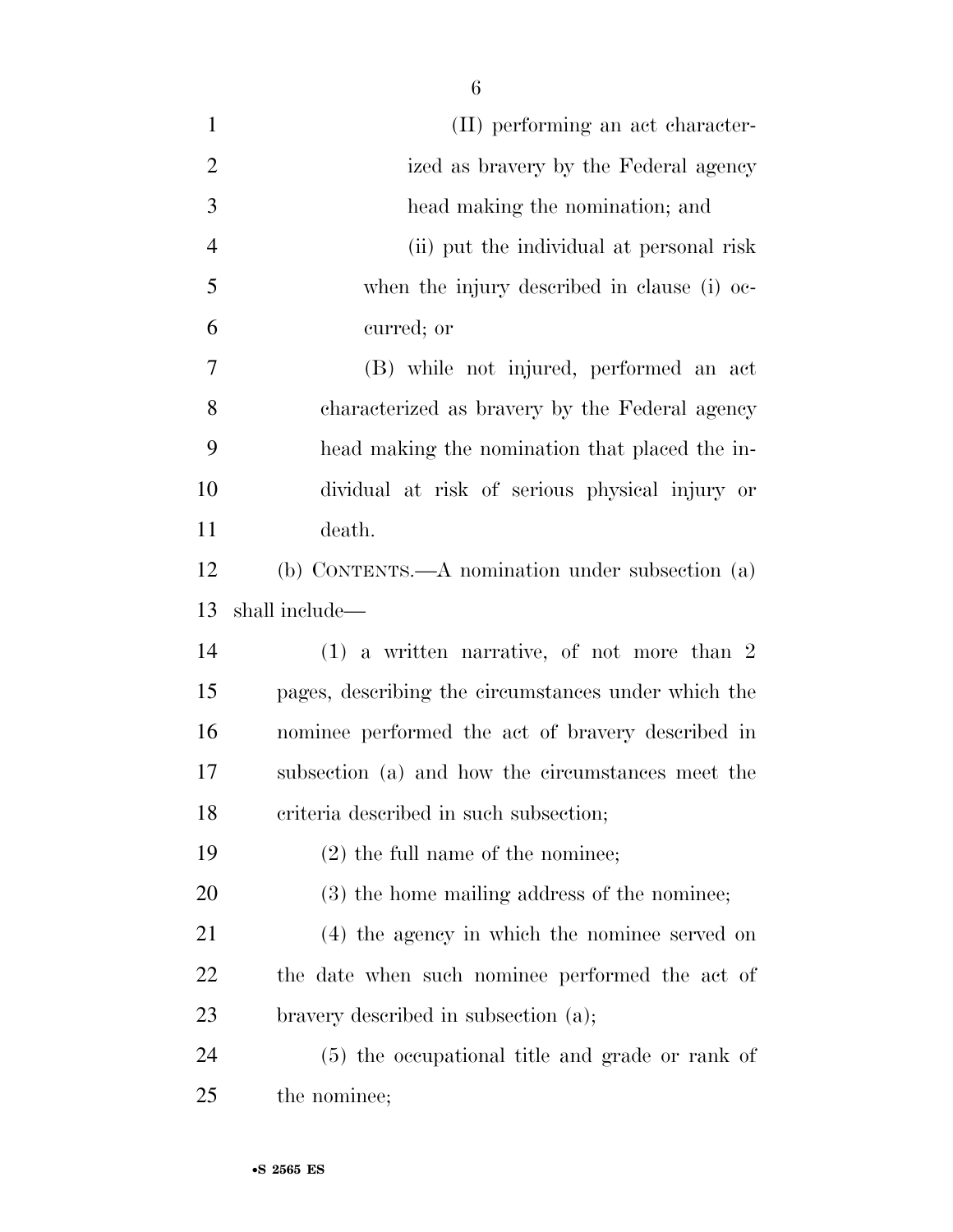(II) performing an act characterized as bravery by the Federal agency head making the nomination; and

(ii) put the individual at personal risk when the injury described in clause (i) occurred; or

(B) while not injured, performed an act characterized as bravery by the Federal agency head making the nomination that placed the individual at risk of serious physical injury or death.

(b) CONTENTS.—A nomination under subsection (a) shall include—

(1) a written narrative, of not more than 2 pages, describing the circumstances under which the nominee performed the act of bravery described in subsection (a) and how the circumstances meet the criteria described in such subsection;

(2) the full name of the nominee;

(3) the home mailing address of the nominee;

(4) the agency in which the nominee served on the date when such nominee performed the act of bravery described in subsection (a);

(5) the occupational title and grade or rank of the nominee;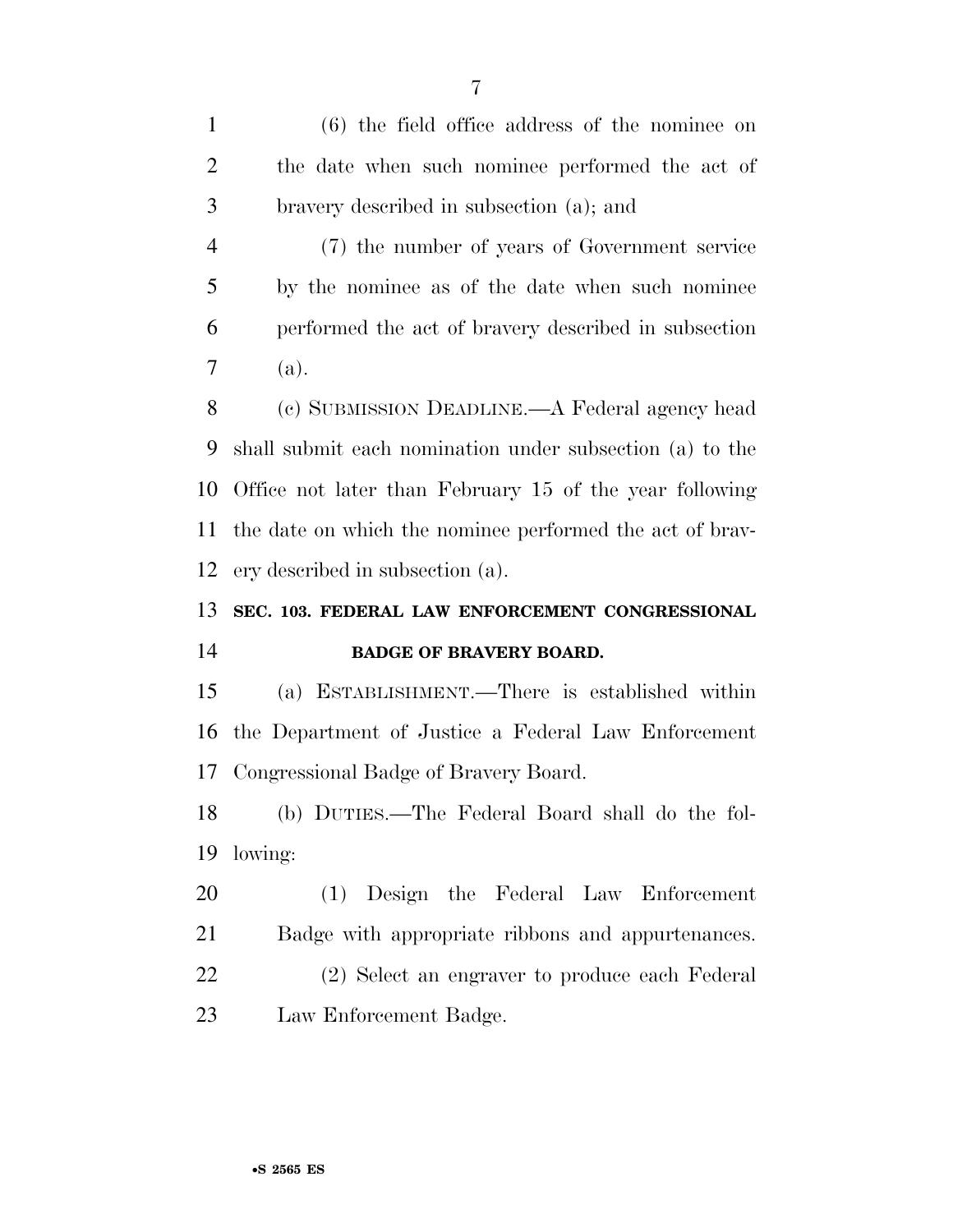(6) the field office address of the nominee on the date when such nominee performed the act of bravery described in subsection (a); and

(7) the number of years of Government service by the nominee as of the date when such nominee performed the act of bravery described in subsection (a).

(c) SUBMISSION DEADLINE.—A Federal agency head shall submit each nomination under subsection (a) to the Office not later than February 15 of the year following the date on which the nominee performed the act of bravery described in subsection (a).

### SEC. 103. FEDERAL LAW ENFORCEMENT CONGRESSIONAL BADGE OF BRAVERY BOARD.

(a) ESTABLISHMENT.—There is established within the Department of Justice a Federal Law Enforcement Congressional Badge of Bravery Board.

(b) DUTIES.—The Federal Board shall do the following:

(1) Design the Federal Law Enforcement Badge with appropriate ribbons and appurtenances.

(2) Select an engraver to produce each Federal Law Enforcement Badge.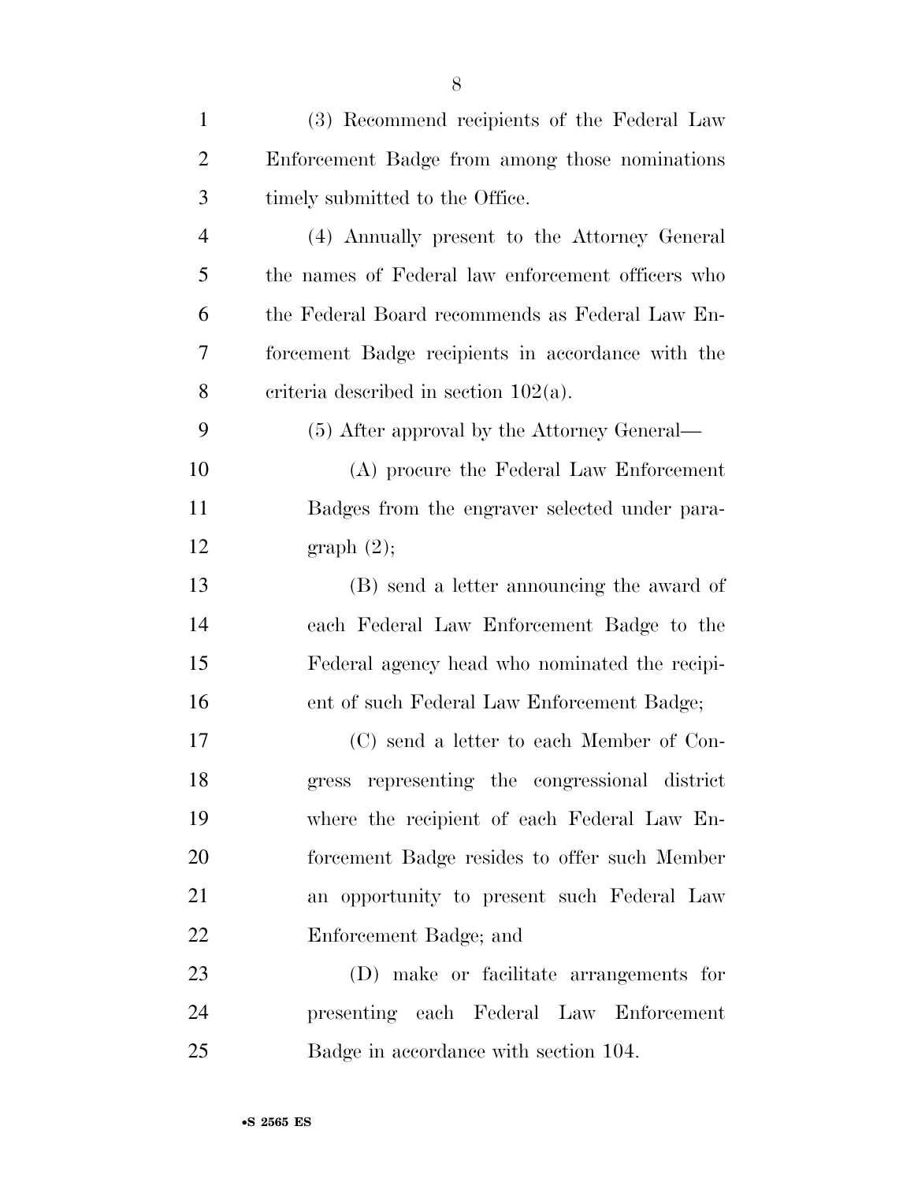(3) Recommend recipients of the Federal Law Enforcement Badge from among those nominations timely submitted to the Office.

(4) Annually present to the Attorney General the names of Federal law enforcement officers who the Federal Board recommends as Federal Law Enforcement Badge recipients in accordance with the criteria described in section 102(a).

(5) After approval by the Attorney General—

(A) procure the Federal Law Enforcement Badges from the engraver selected under paragraph (2);

(B) send a letter announcing the award of each Federal Law Enforcement Badge to the Federal agency head who nominated the recipient of such Federal Law Enforcement Badge;

(C) send a letter to each Member of Congress representing the congressional district where the recipient of each Federal Law Enforcement Badge resides to offer such Member an opportunity to present such Federal Law Enforcement Badge; and

(D) make or facilitate arrangements for presenting each Federal Law Enforcement Badge in accordance with section 104.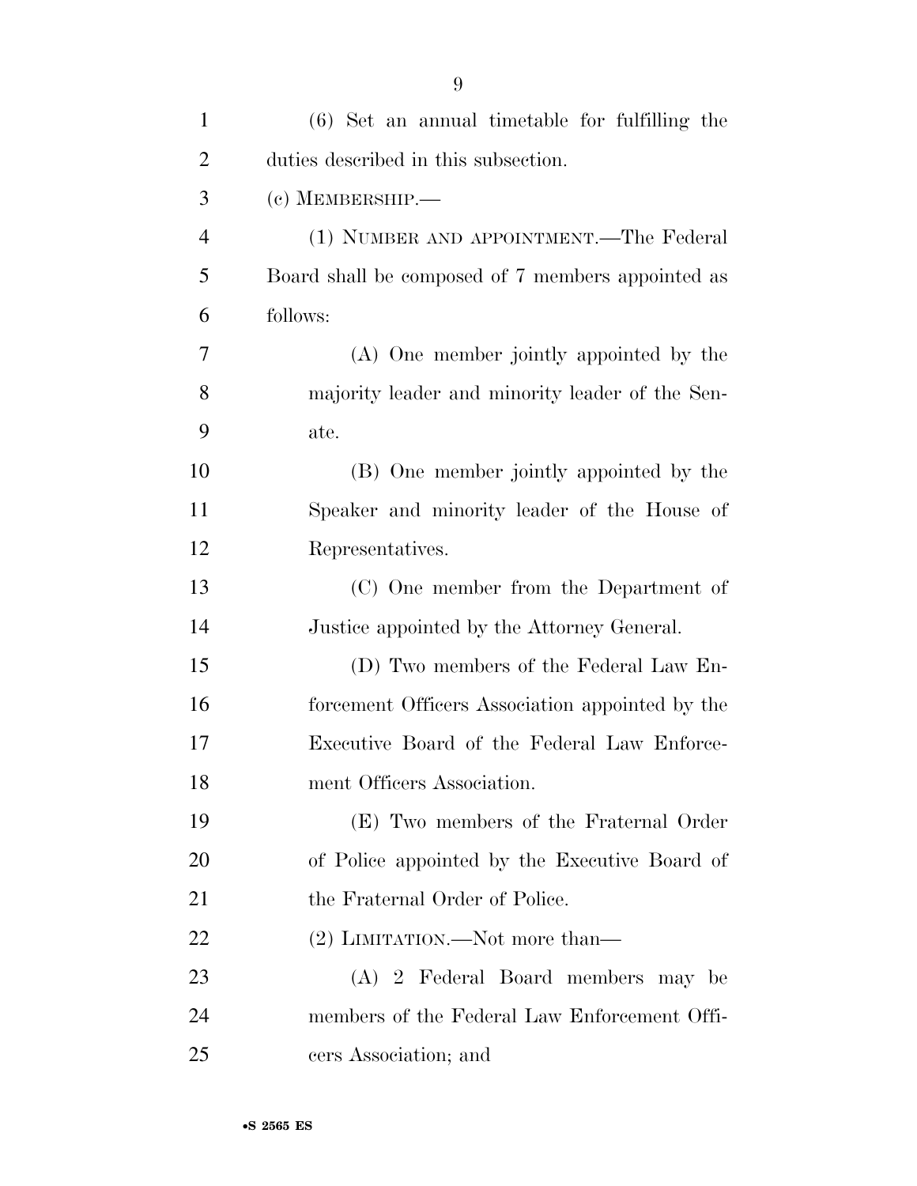(6) Set an annual timetable for fulfilling the duties described in this subsection.

(c) MEMBERSHIP.—

(1) NUMBER AND APPOINTMENT.—The Federal Board shall be composed of 7 members appointed as follows:

(A) One member jointly appointed by the majority leader and minority leader of the Senate.

(B) One member jointly appointed by the Speaker and minority leader of the House of Representatives.

(C) One member from the Department of Justice appointed by the Attorney General.

(D) Two members of the Federal Law Enforcement Officers Association appointed by the Executive Board of the Federal Law Enforcement Officers Association.

(E) Two members of the Fraternal Order of Police appointed by the Executive Board of the Fraternal Order of Police.

(2) LIMITATION.—Not more than—

(A) 2 Federal Board members may be members of the Federal Law Enforcement Officers Association; and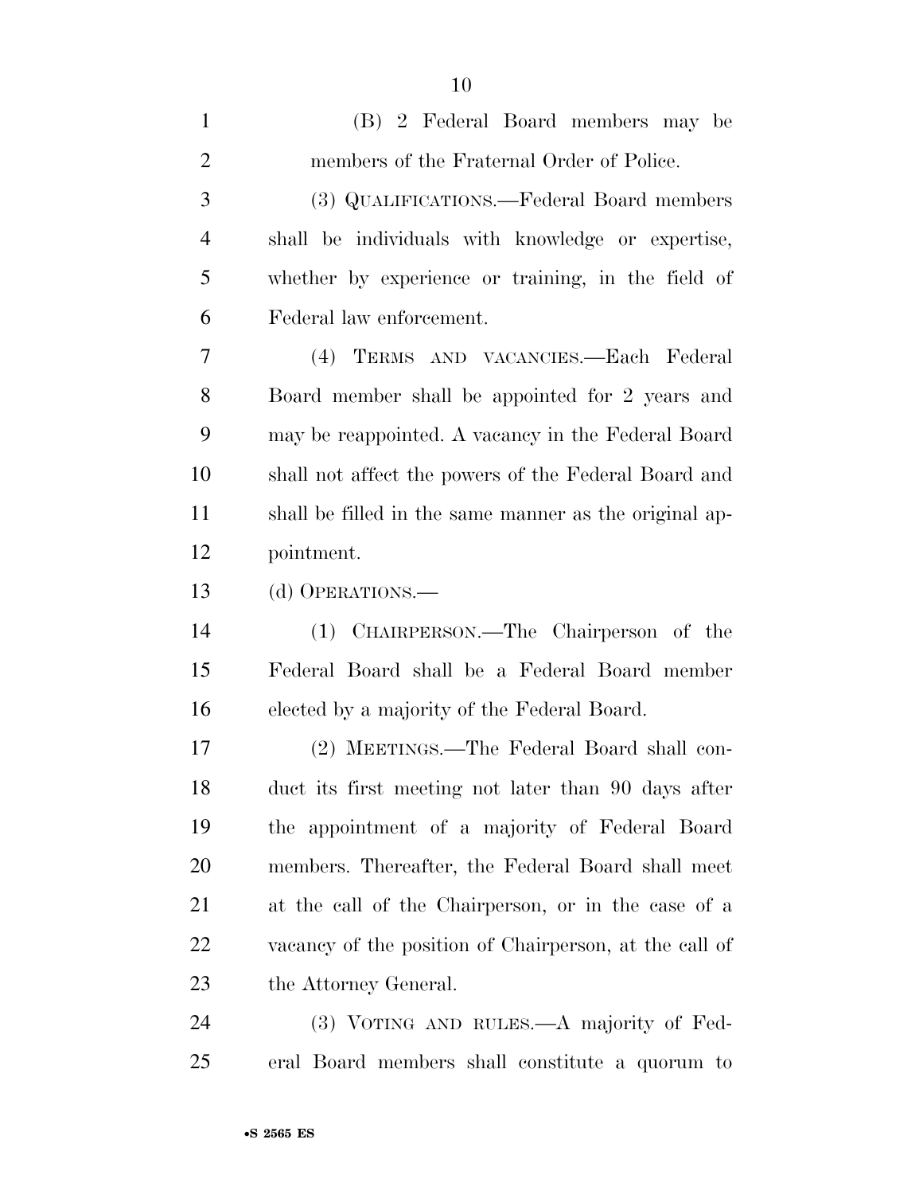(B) 2 Federal Board members may be members of the Fraternal Order of Police.

(3) QUALIFICATIONS.—Federal Board members shall be individuals with knowledge or expertise, whether by experience or training, in the field of Federal law enforcement.

(4) TERMS AND VACANCIES.—Each Federal Board member shall be appointed for 2 years and may be reappointed. A vacancy in the Federal Board shall not affect the powers of the Federal Board and shall be filled in the same manner as the original appointment.

(d) OPERATIONS.—

(1) CHAIRPERSON.—The Chairperson of the Federal Board shall be a Federal Board member elected by a majority of the Federal Board.

(2) MEETINGS.—The Federal Board shall conduct its first meeting not later than 90 days after the appointment of a majority of Federal Board members. Thereafter, the Federal Board shall meet at the call of the Chairperson, or in the case of a vacancy of the position of Chairperson, at the call of the Attorney General.

(3) VOTING AND RULES.—A majority of Federal Board members shall constitute a quorum to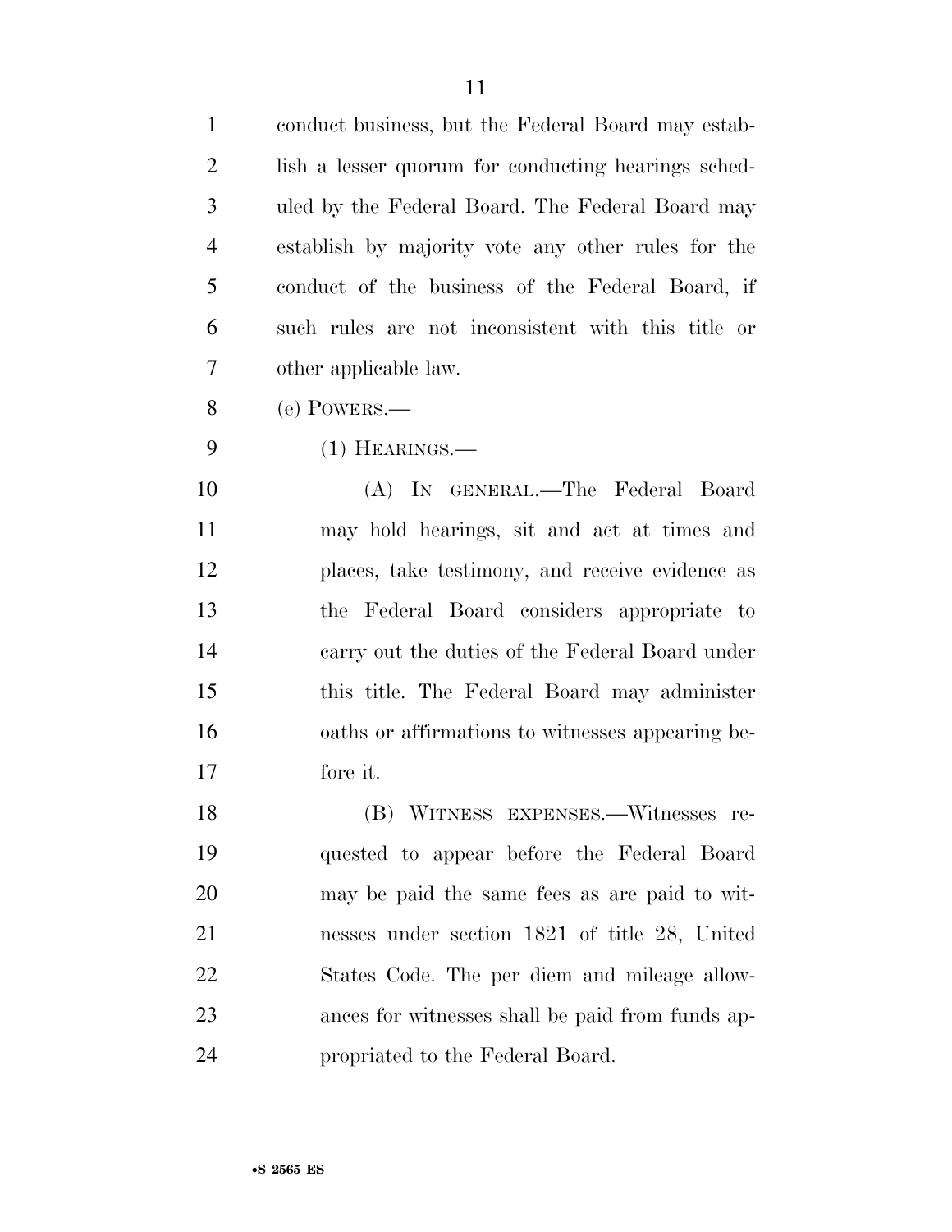conduct business, but the Federal Board may establish a lesser quorum for conducting hearings scheduled by the Federal Board. The Federal Board may establish by majority vote any other rules for the conduct of the business of the Federal Board, if such rules are not inconsistent with this title or other applicable law.

(e) POWERS.—

(1) HEARINGS.—

(A) IN GENERAL.—The Federal Board may hold hearings, sit and act at times and places, take testimony, and receive evidence as the Federal Board considers appropriate to carry out the duties of the Federal Board under this title. The Federal Board may administer oaths or affirmations to witnesses appearing before it.

(B) WITNESS EXPENSES.—Witnesses requested to appear before the Federal Board may be paid the same fees as are paid to witnesses under section 1821 of title 28, United States Code. The per diem and mileage allowances for witnesses shall be paid from funds appropriated to the Federal Board.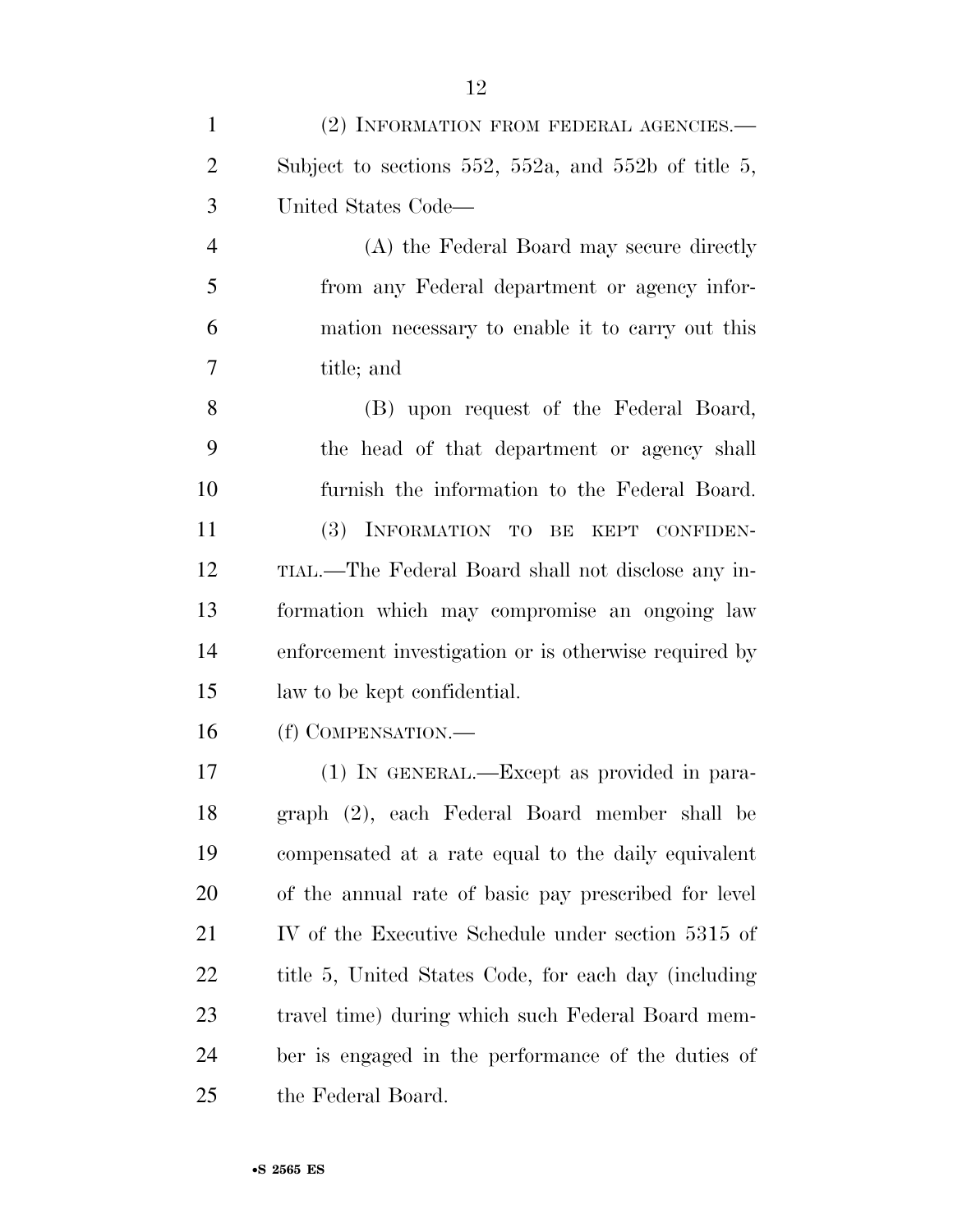(2) INFORMATION FROM FEDERAL AGENCIES.—Subject to sections 552, 552a, and 552b of title 5, United States Code—

(A) the Federal Board may secure directly from any Federal department or agency information necessary to enable it to carry out this title; and

(B) upon request of the Federal Board, the head of that department or agency shall furnish the information to the Federal Board.

(3) INFORMATION TO BE KEPT CONFIDENTIAL.—The Federal Board shall not disclose any information which may compromise an ongoing law enforcement investigation or is otherwise required by law to be kept confidential.

(f) COMPENSATION.—

(1) IN GENERAL.—Except as provided in paragraph (2), each Federal Board member shall be compensated at a rate equal to the daily equivalent of the annual rate of basic pay prescribed for level IV of the Executive Schedule under section 5315 of title 5, United States Code, for each day (including travel time) during which such Federal Board member is engaged in the performance of the duties of the Federal Board.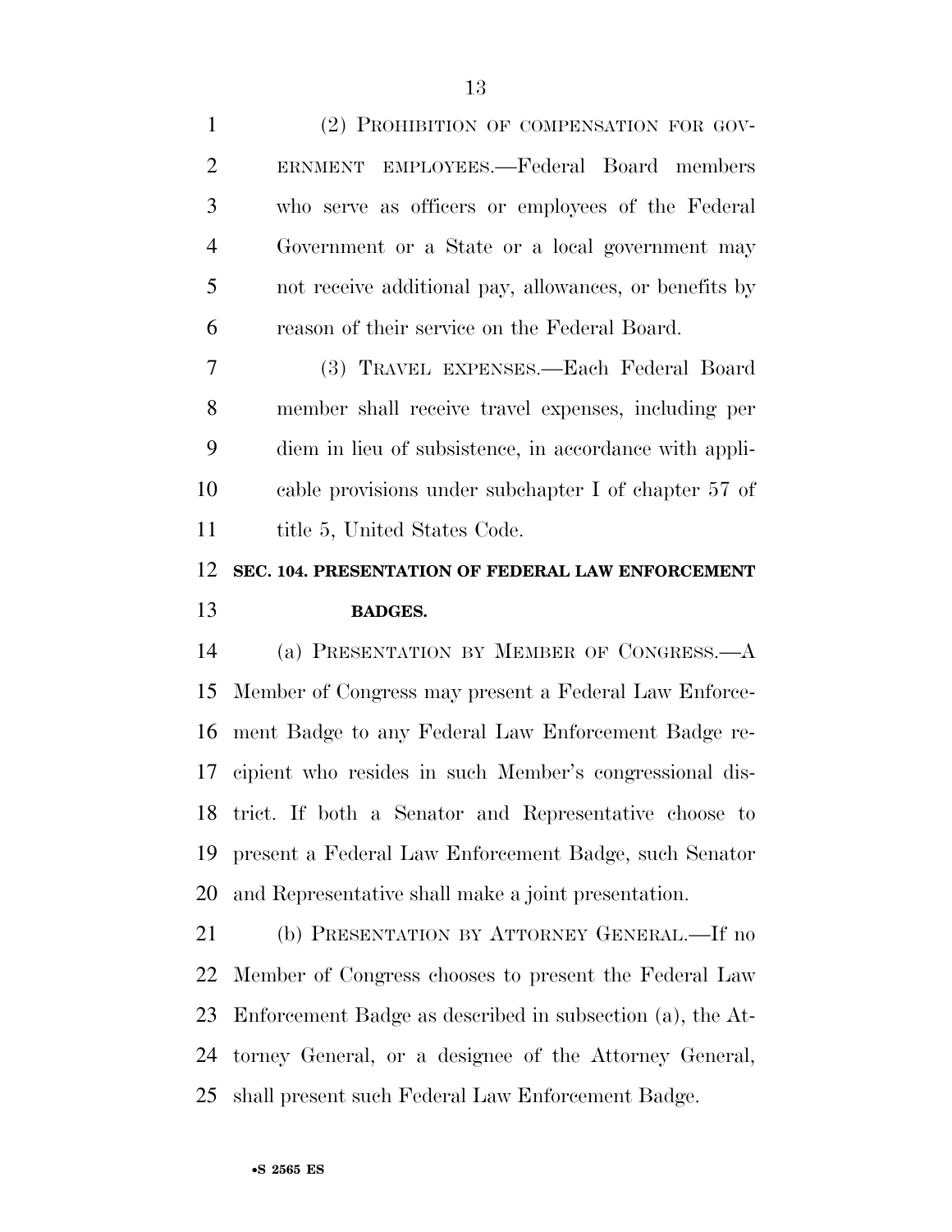(2) PROHIBITION OF COMPENSATION FOR GOVERNMENT EMPLOYEES.—Federal Board members who serve as officers or employees of the Federal Government or a State or a local government may not receive additional pay, allowances, or benefits by reason of their service on the Federal Board.

(3) TRAVEL EXPENSES.—Each Federal Board member shall receive travel expenses, including per diem in lieu of subsistence, in accordance with applicable provisions under subchapter I of chapter 57 of title 5, United States Code.

## SEC. 104. PRESENTATION OF FEDERAL LAW ENFORCEMENT BADGES.

(a) PRESENTATION BY MEMBER OF CONGRESS.—A Member of Congress may present a Federal Law Enforcement Badge to any Federal Law Enforcement Badge recipient who resides in such Member's congressional district. If both a Senator and Representative choose to present a Federal Law Enforcement Badge, such Senator and Representative shall make a joint presentation.

(b) PRESENTATION BY ATTORNEY GENERAL.—If no Member of Congress chooses to present the Federal Law Enforcement Badge as described in subsection (a), the Attorney General, or a designee of the Attorney General, shall present such Federal Law Enforcement Badge.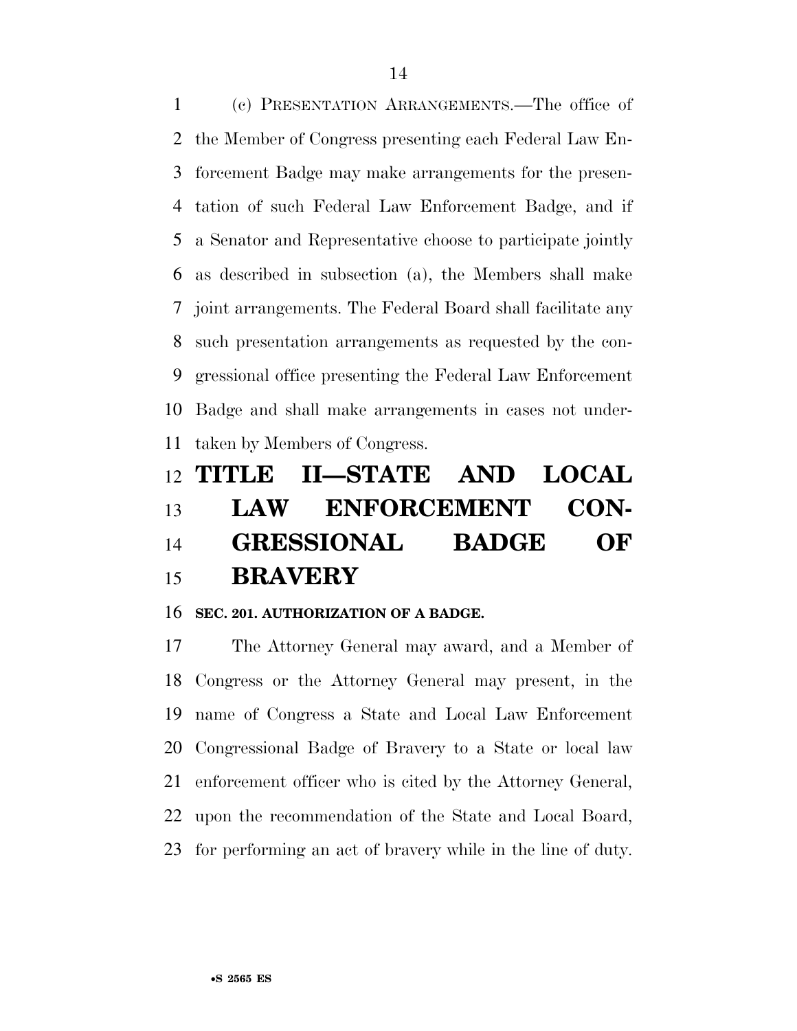(c) PRESENTATION ARRANGEMENTS.—The office of the Member of Congress presenting each Federal Law Enforcement Badge may make arrangements for the presentation of such Federal Law Enforcement Badge, and if a Senator and Representative choose to participate jointly as described in subsection (a), the Members shall make joint arrangements. The Federal Board shall facilitate any such presentation arrangements as requested by the congressional office presenting the Federal Law Enforcement Badge and shall make arrangements in cases not undertaken by Members of Congress.

# TITLE II—STATE AND LOCAL LAW ENFORCEMENT CONGRESSIONAL BADGE OF BRAVERY

### SEC. 201. AUTHORIZATION OF A BADGE.

The Attorney General may award, and a Member of Congress or the Attorney General may present, in the name of Congress a State and Local Law Enforcement Congressional Badge of Bravery to a State or local law enforcement officer who is cited by the Attorney General, upon the recommendation of the State and Local Board, for performing an act of bravery while in the line of duty.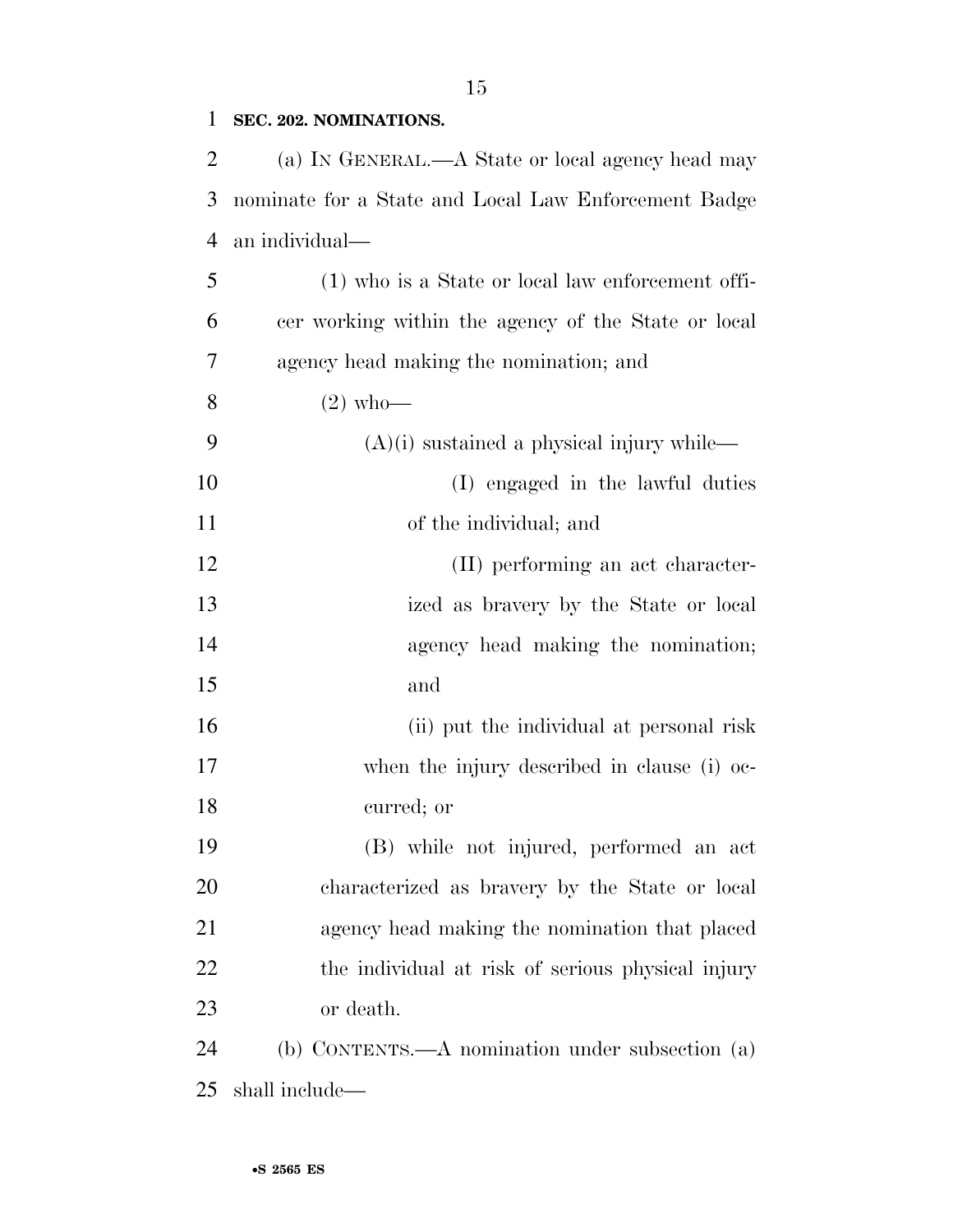**SEC. 202. NOMINATIONS.**

(a) IN GENERAL.—A State or local agency head may nominate for a State and Local Law Enforcement Badge an individual—

(1) who is a State or local law enforcement officer working within the agency of the State or local agency head making the nomination; and

(2) who—

(A)(i) sustained a physical injury while—

(I) engaged in the lawful duties of the individual; and

(II) performing an act characterized as bravery by the State or local agency head making the nomination; and

(ii) put the individual at personal risk when the injury described in clause (i) occurred; or

(B) while not injured, performed an act characterized as bravery by the State or local agency head making the nomination that placed the individual at risk of serious physical injury or death.

(b) CONTENTS.—A nomination under subsection (a) shall include—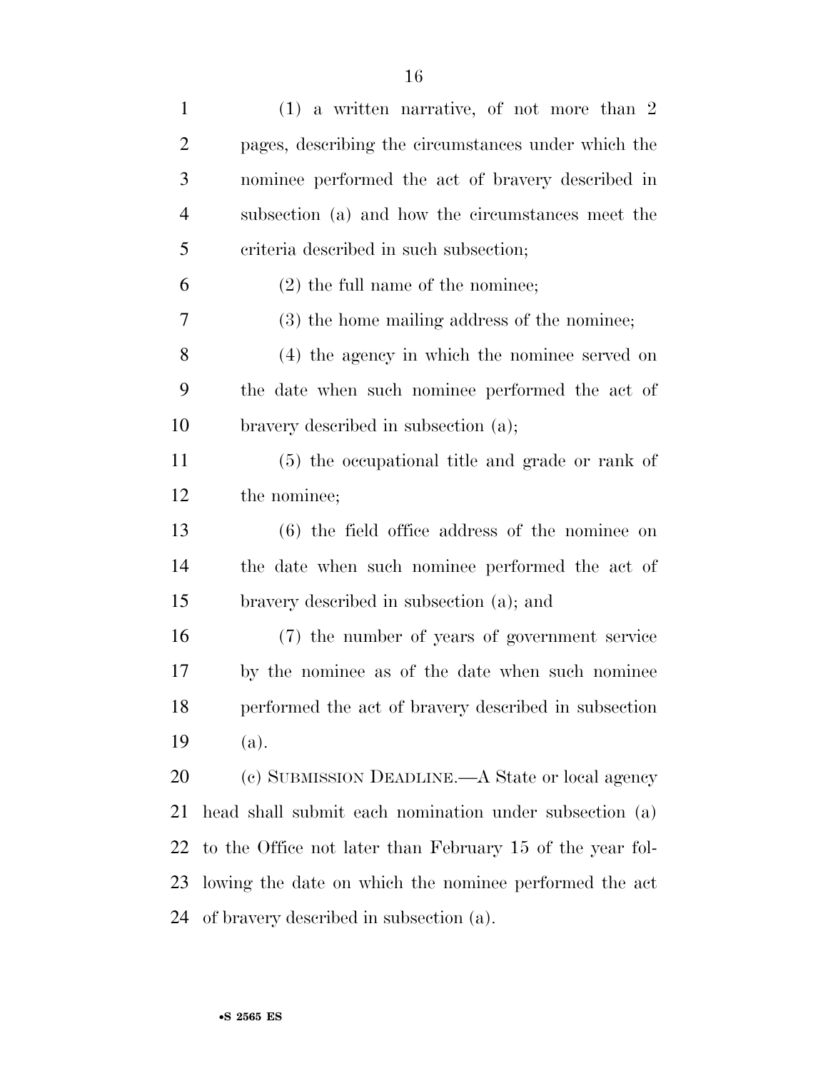(1) a written narrative, of not more than 2 pages, describing the circumstances under which the nominee performed the act of bravery described in subsection (a) and how the circumstances meet the criteria described in such subsection;

(2) the full name of the nominee;

(3) the home mailing address of the nominee;

(4) the agency in which the nominee served on the date when such nominee performed the act of bravery described in subsection (a);

(5) the occupational title and grade or rank of the nominee;

(6) the field office address of the nominee on the date when such nominee performed the act of bravery described in subsection (a); and

(7) the number of years of government service by the nominee as of the date when such nominee performed the act of bravery described in subsection (a).

(c) SUBMISSION DEADLINE.—A State or local agency head shall submit each nomination under subsection (a) to the Office not later than February 15 of the year following the date on which the nominee performed the act of bravery described in subsection (a).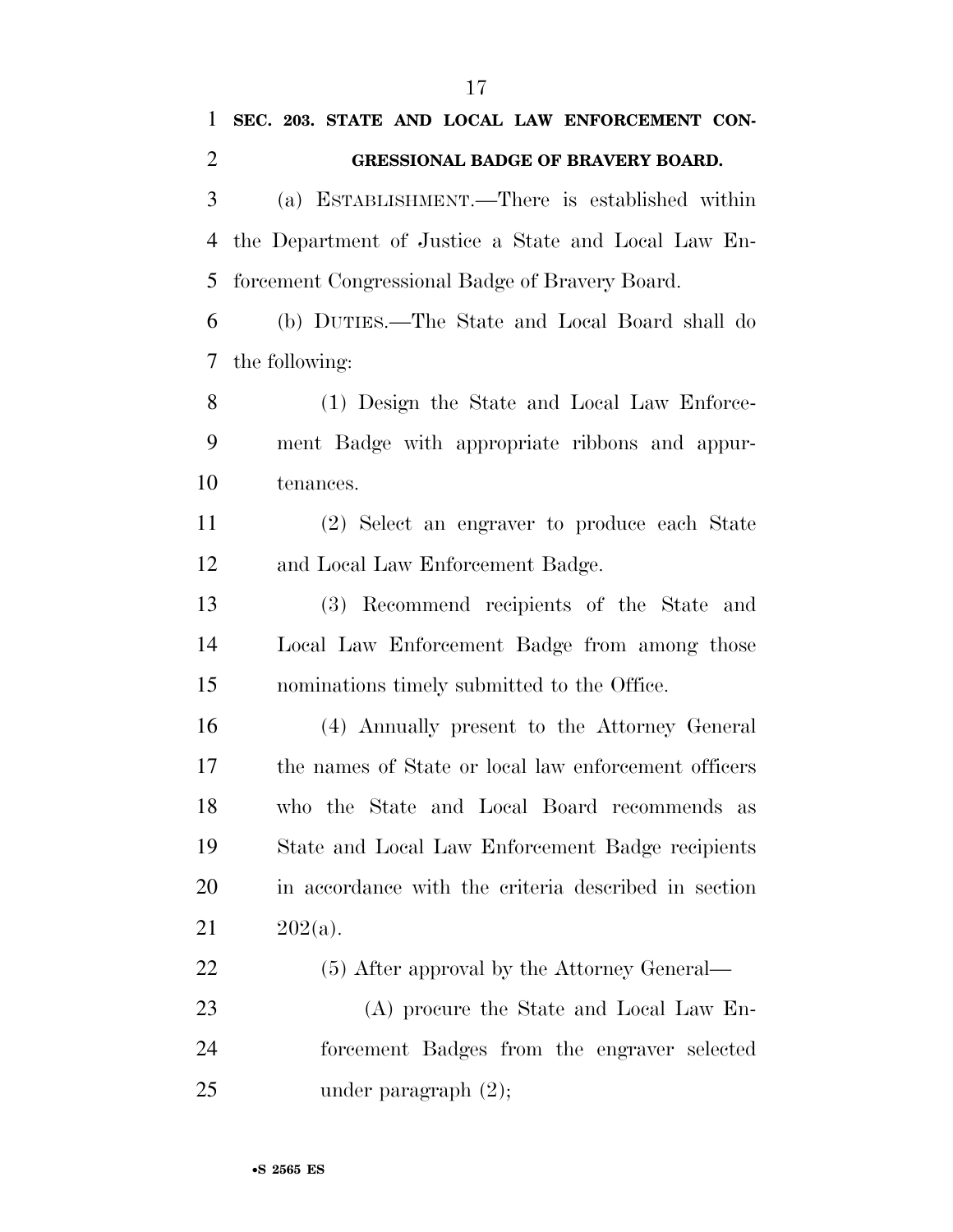**SEC. 203. STATE AND LOCAL LAW ENFORCEMENT CONGRESSIONAL BADGE OF BRAVERY BOARD.**

(a) ESTABLISHMENT.—There is established within the Department of Justice a State and Local Law Enforcement Congressional Badge of Bravery Board.

(b) DUTIES.—The State and Local Board shall do the following:

(1) Design the State and Local Law Enforcement Badge with appropriate ribbons and appurtenances.

(2) Select an engraver to produce each State and Local Law Enforcement Badge.

(3) Recommend recipients of the State and Local Law Enforcement Badge from among those nominations timely submitted to the Office.

(4) Annually present to the Attorney General the names of State or local law enforcement officers who the State and Local Board recommends as State and Local Law Enforcement Badge recipients in accordance with the criteria described in section 202(a).

(5) After approval by the Attorney General—

(A) procure the State and Local Law Enforcement Badges from the engraver selected under paragraph (2);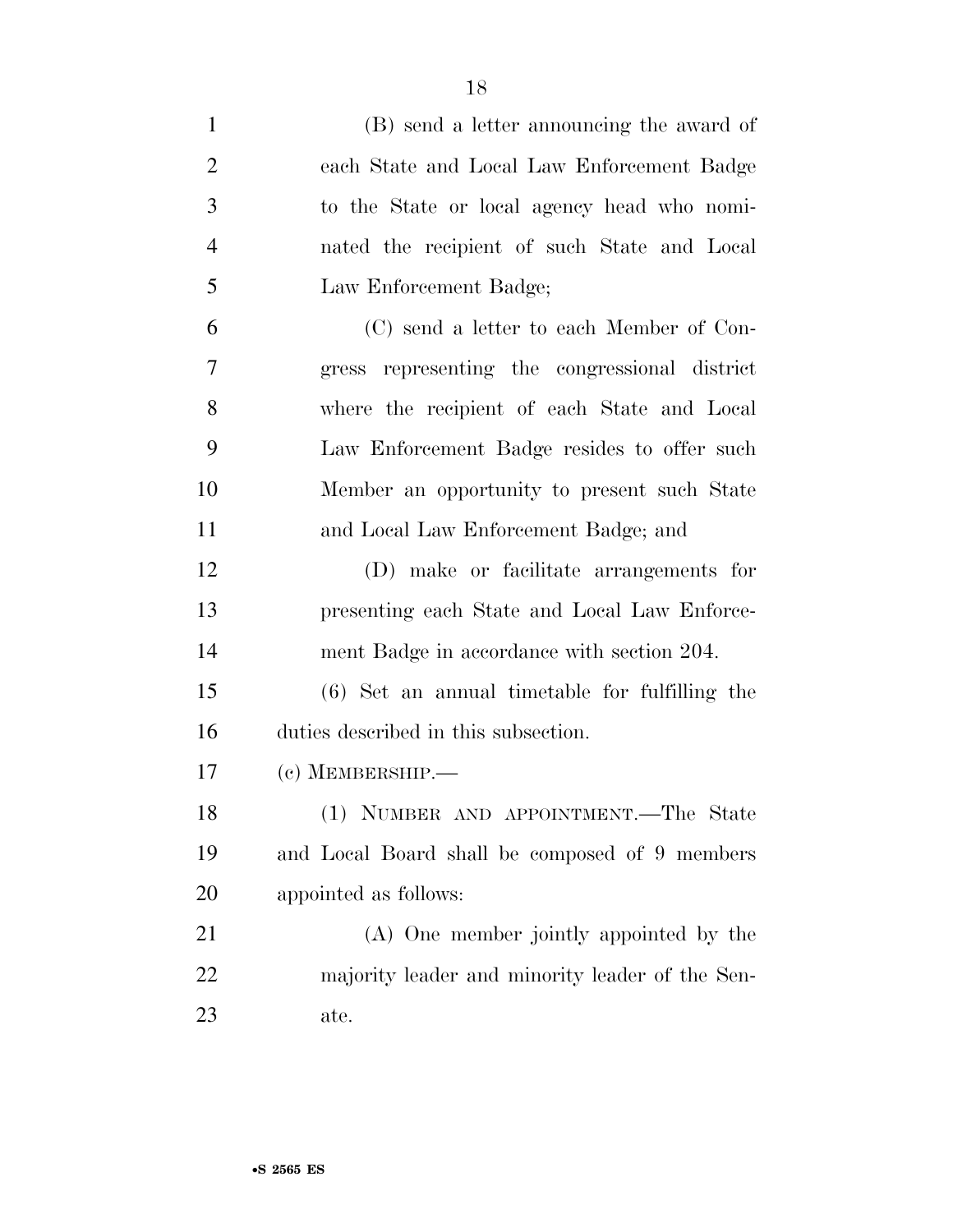(B) send a letter announcing the award of each State and Local Law Enforcement Badge to the State or local agency head who nominated the recipient of such State and Local Law Enforcement Badge;

(C) send a letter to each Member of Congress representing the congressional district where the recipient of each State and Local Law Enforcement Badge resides to offer such Member an opportunity to present such State and Local Law Enforcement Badge; and

(D) make or facilitate arrangements for presenting each State and Local Law Enforcement Badge in accordance with section 204.

(6) Set an annual timetable for fulfilling the duties described in this subsection.

(c) MEMBERSHIP.—

(1) NUMBER AND APPOINTMENT.—The State and Local Board shall be composed of 9 members appointed as follows:

(A) One member jointly appointed by the majority leader and minority leader of the Senate.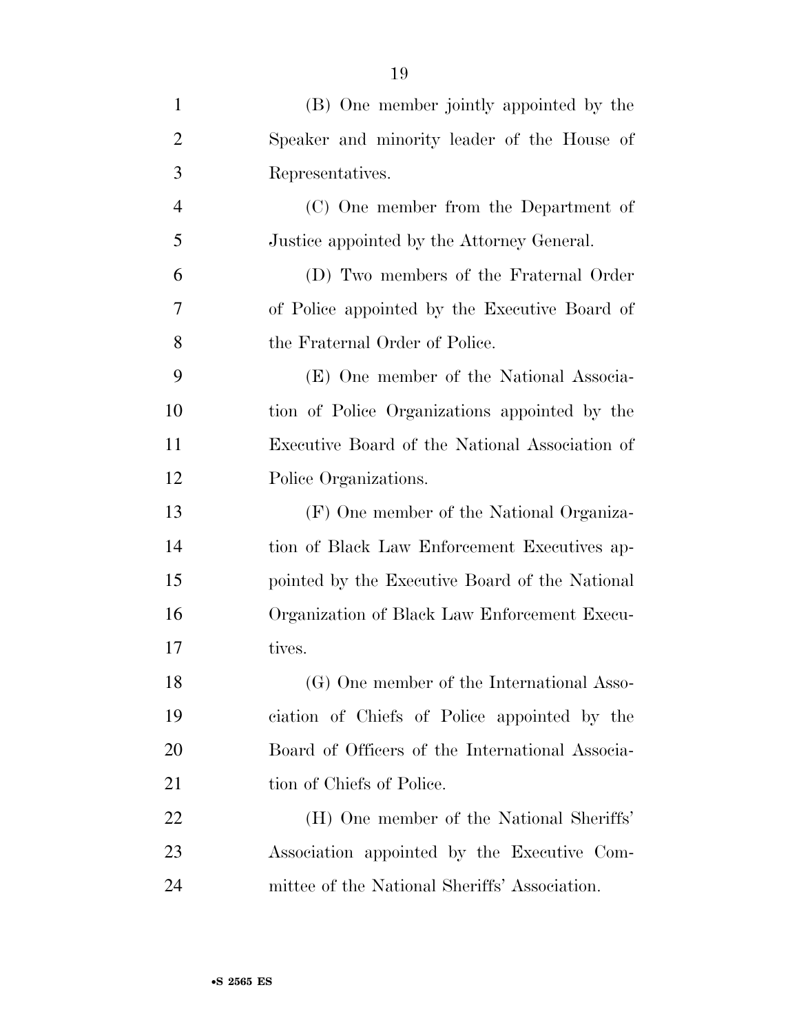(B) One member jointly appointed by the Speaker and minority leader of the House of Representatives.

(C) One member from the Department of Justice appointed by the Attorney General.

(D) Two members of the Fraternal Order of Police appointed by the Executive Board of the Fraternal Order of Police.

(E) One member of the National Association of Police Organizations appointed by the Executive Board of the National Association of Police Organizations.

(F) One member of the National Organization of Black Law Enforcement Executives appointed by the Executive Board of the National Organization of Black Law Enforcement Executives.

(G) One member of the International Association of Chiefs of Police appointed by the Board of Officers of the International Association of Chiefs of Police.

(H) One member of the National Sheriffs' Association appointed by the Executive Committee of the National Sheriffs' Association.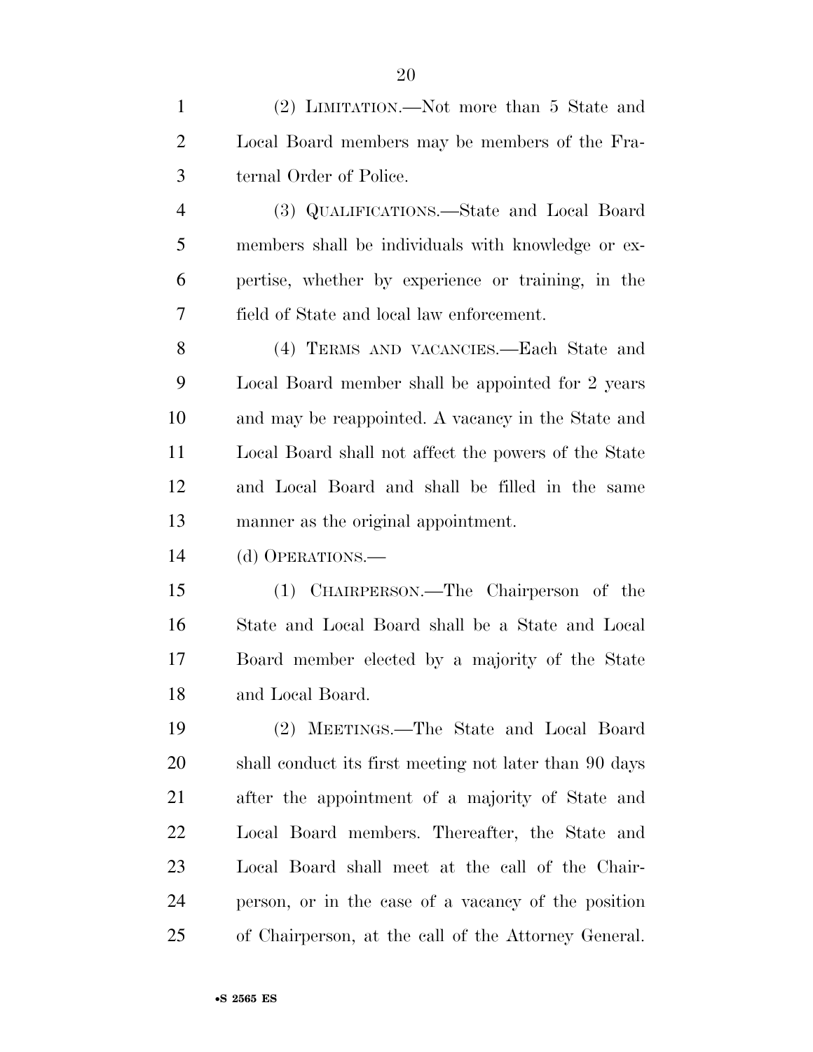(2) LIMITATION.—Not more than 5 State and Local Board members may be members of the Fraternal Order of Police.

(3) QUALIFICATIONS.—State and Local Board members shall be individuals with knowledge or expertise, whether by experience or training, in the field of State and local law enforcement.

(4) TERMS AND VACANCIES.—Each State and Local Board member shall be appointed for 2 years and may be reappointed. A vacancy in the State and Local Board shall not affect the powers of the State and Local Board and shall be filled in the same manner as the original appointment.

(d) OPERATIONS.—

(1) CHAIRPERSON.—The Chairperson of the State and Local Board shall be a State and Local Board member elected by a majority of the State and Local Board.

(2) MEETINGS.—The State and Local Board shall conduct its first meeting not later than 90 days after the appointment of a majority of State and Local Board members. Thereafter, the State and Local Board shall meet at the call of the Chairperson, or in the case of a vacancy of the position of Chairperson, at the call of the Attorney General.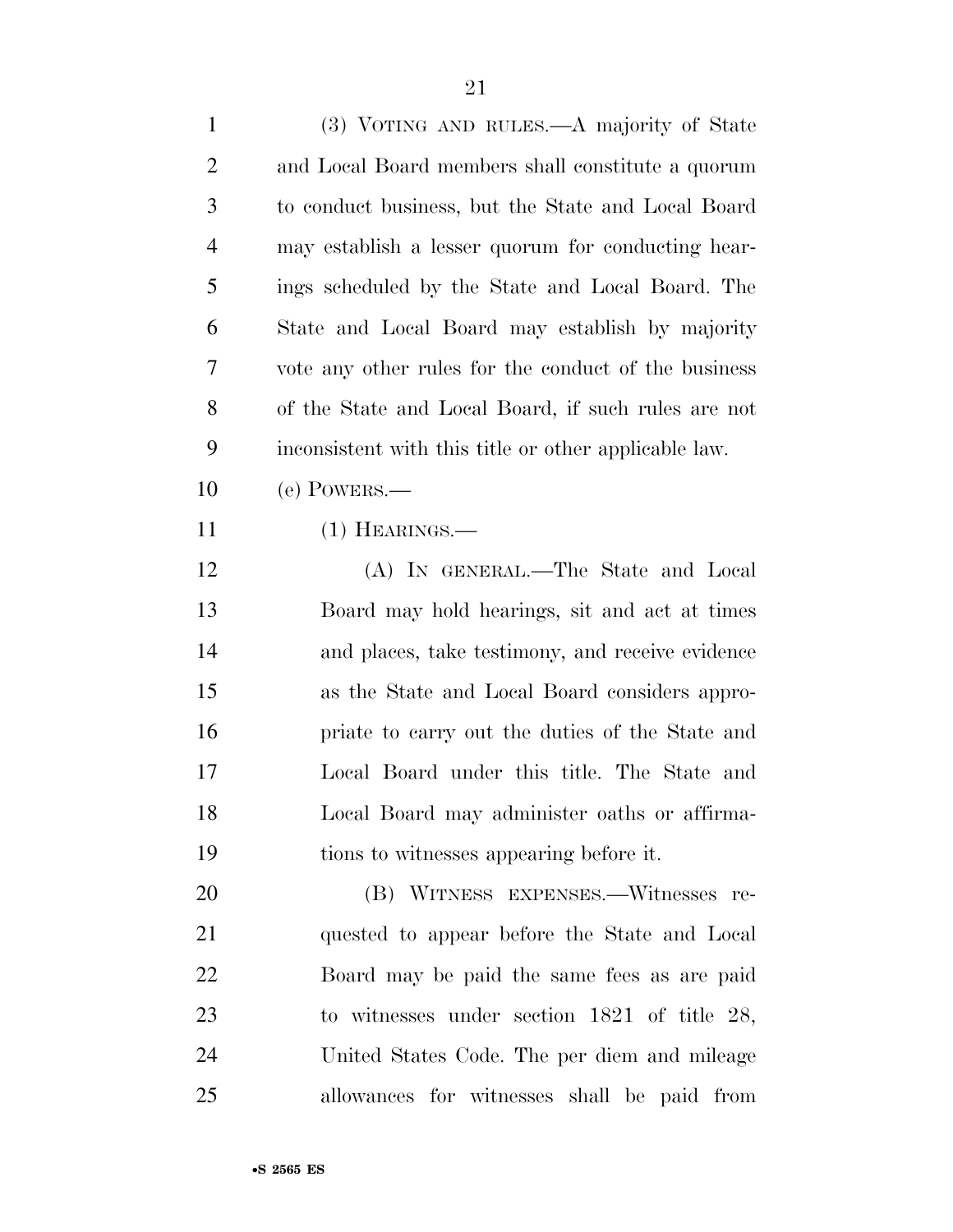(3) VOTING AND RULES.—A majority of State and Local Board members shall constitute a quorum to conduct business, but the State and Local Board may establish a lesser quorum for conducting hearings scheduled by the State and Local Board. The State and Local Board may establish by majority vote any other rules for the conduct of the business of the State and Local Board, if such rules are not inconsistent with this title or other applicable law.

(e) POWERS.—

(1) HEARINGS.—

(A) IN GENERAL.—The State and Local Board may hold hearings, sit and act at times and places, take testimony, and receive evidence as the State and Local Board considers appropriate to carry out the duties of the State and Local Board under this title. The State and Local Board may administer oaths or affirmations to witnesses appearing before it.

(B) WITNESS EXPENSES.—Witnesses requested to appear before the State and Local Board may be paid the same fees as are paid to witnesses under section 1821 of title 28, United States Code. The per diem and mileage allowances for witnesses shall be paid from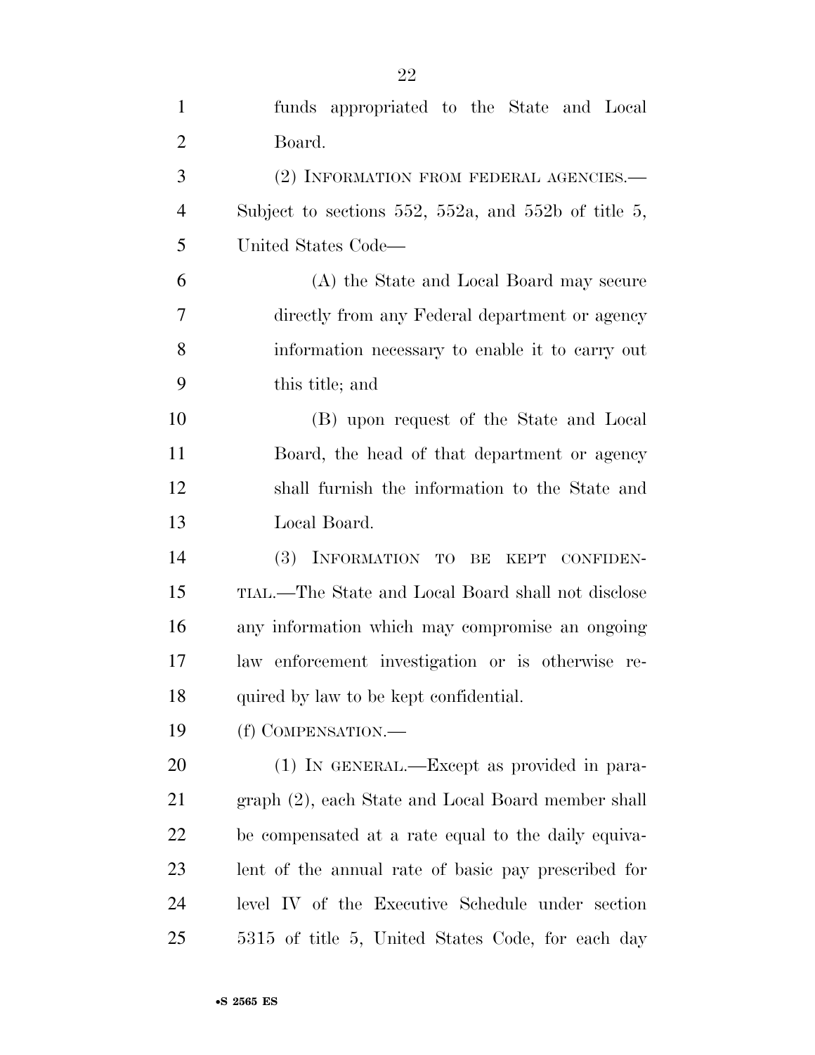funds appropriated to the State and Local Board.

(2) INFORMATION FROM FEDERAL AGENCIES.—Subject to sections 552, 552a, and 552b of title 5, United States Code—

(A) the State and Local Board may secure directly from any Federal department or agency information necessary to enable it to carry out this title; and

(B) upon request of the State and Local Board, the head of that department or agency shall furnish the information to the State and Local Board.

(3) INFORMATION TO BE KEPT CONFIDENTIAL.—The State and Local Board shall not disclose any information which may compromise an ongoing law enforcement investigation or is otherwise required by law to be kept confidential.

(f) COMPENSATION.—

(1) IN GENERAL.—Except as provided in paragraph (2), each State and Local Board member shall be compensated at a rate equal to the daily equivalent of the annual rate of basic pay prescribed for level IV of the Executive Schedule under section 5315 of title 5, United States Code, for each day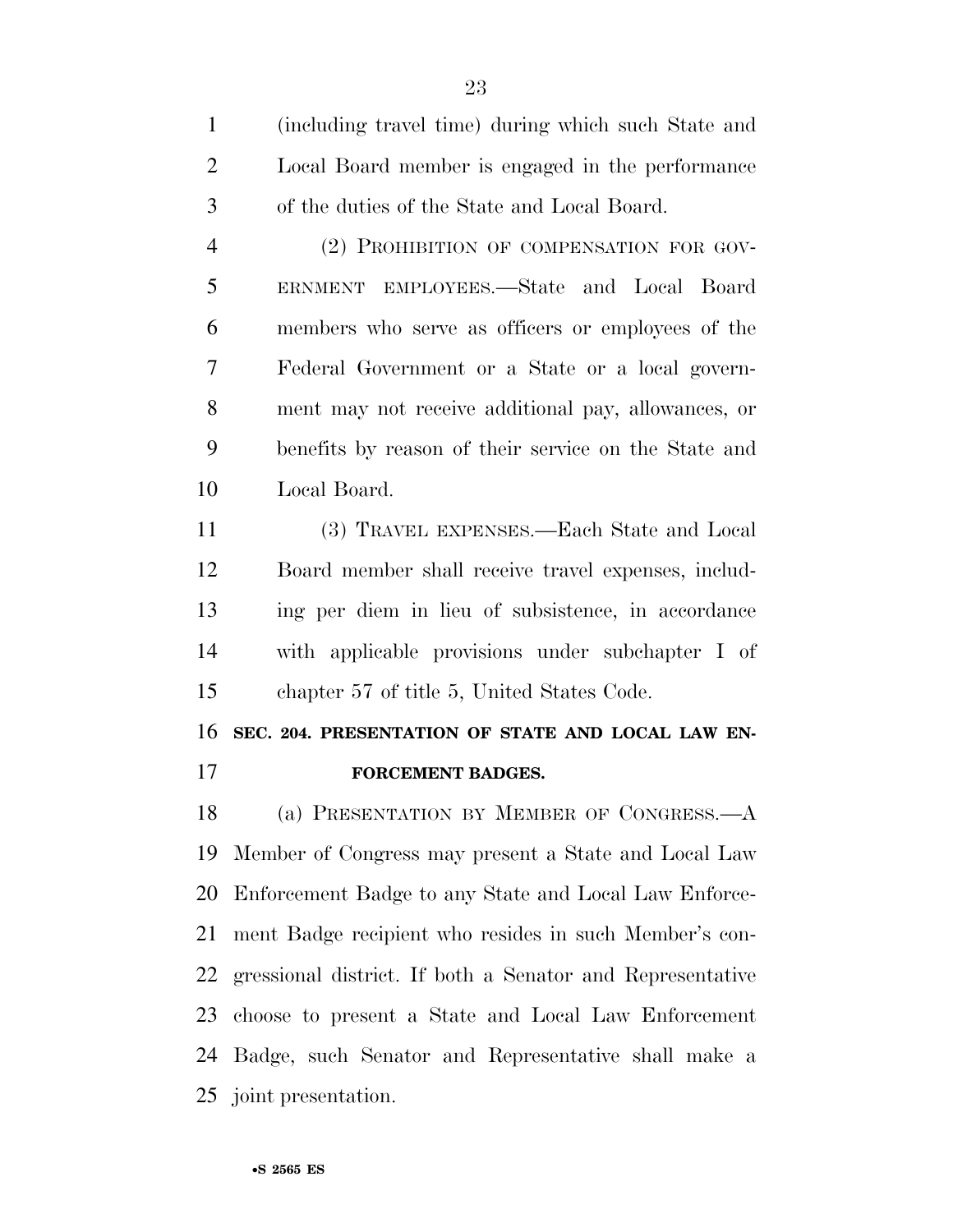(including travel time) during which such State and Local Board member is engaged in the performance of the duties of the State and Local Board.

(2) PROHIBITION OF COMPENSATION FOR GOVERNMENT EMPLOYEES.—State and Local Board members who serve as officers or employees of the Federal Government or a State or a local government may not receive additional pay, allowances, or benefits by reason of their service on the State and Local Board.

(3) TRAVEL EXPENSES.—Each State and Local Board member shall receive travel expenses, including per diem in lieu of subsistence, in accordance with applicable provisions under subchapter I of chapter 57 of title 5, United States Code.

**SEC. 204. PRESENTATION OF STATE AND LOCAL LAW ENFORCEMENT BADGES.**

(a) PRESENTATION BY MEMBER OF CONGRESS.—A Member of Congress may present a State and Local Law Enforcement Badge to any State and Local Law Enforcement Badge recipient who resides in such Member's congressional district. If both a Senator and Representative choose to present a State and Local Law Enforcement Badge, such Senator and Representative shall make a joint presentation.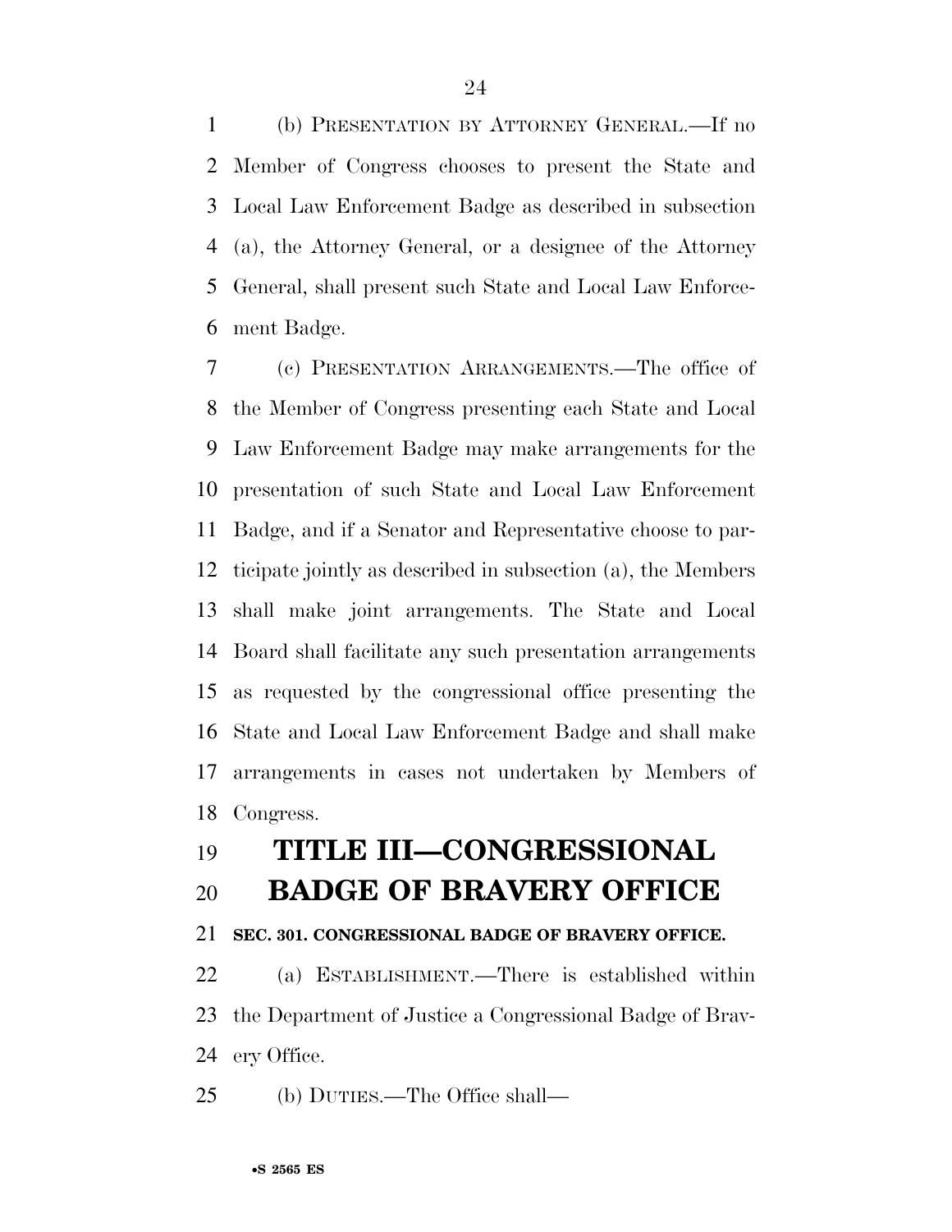(b) PRESENTATION BY ATTORNEY GENERAL.—If no Member of Congress chooses to present the State and Local Law Enforcement Badge as described in subsection (a), the Attorney General, or a designee of the Attorney General, shall present such State and Local Law Enforcement Badge.

(c) PRESENTATION ARRANGEMENTS.—The office of the Member of Congress presenting each State and Local Law Enforcement Badge may make arrangements for the presentation of such State and Local Law Enforcement Badge, and if a Senator and Representative choose to participate jointly as described in subsection (a), the Members shall make joint arrangements. The State and Local Board shall facilitate any such presentation arrangements as requested by the congressional office presenting the State and Local Law Enforcement Badge and shall make arrangements in cases not undertaken by Members of Congress.

# TITLE III—CONGRESSIONAL BADGE OF BRAVERY OFFICE

**SEC. 301. CONGRESSIONAL BADGE OF BRAVERY OFFICE.**

(a) ESTABLISHMENT.—There is established within the Department of Justice a Congressional Badge of Bravery Office.

(b) DUTIES.—The Office shall—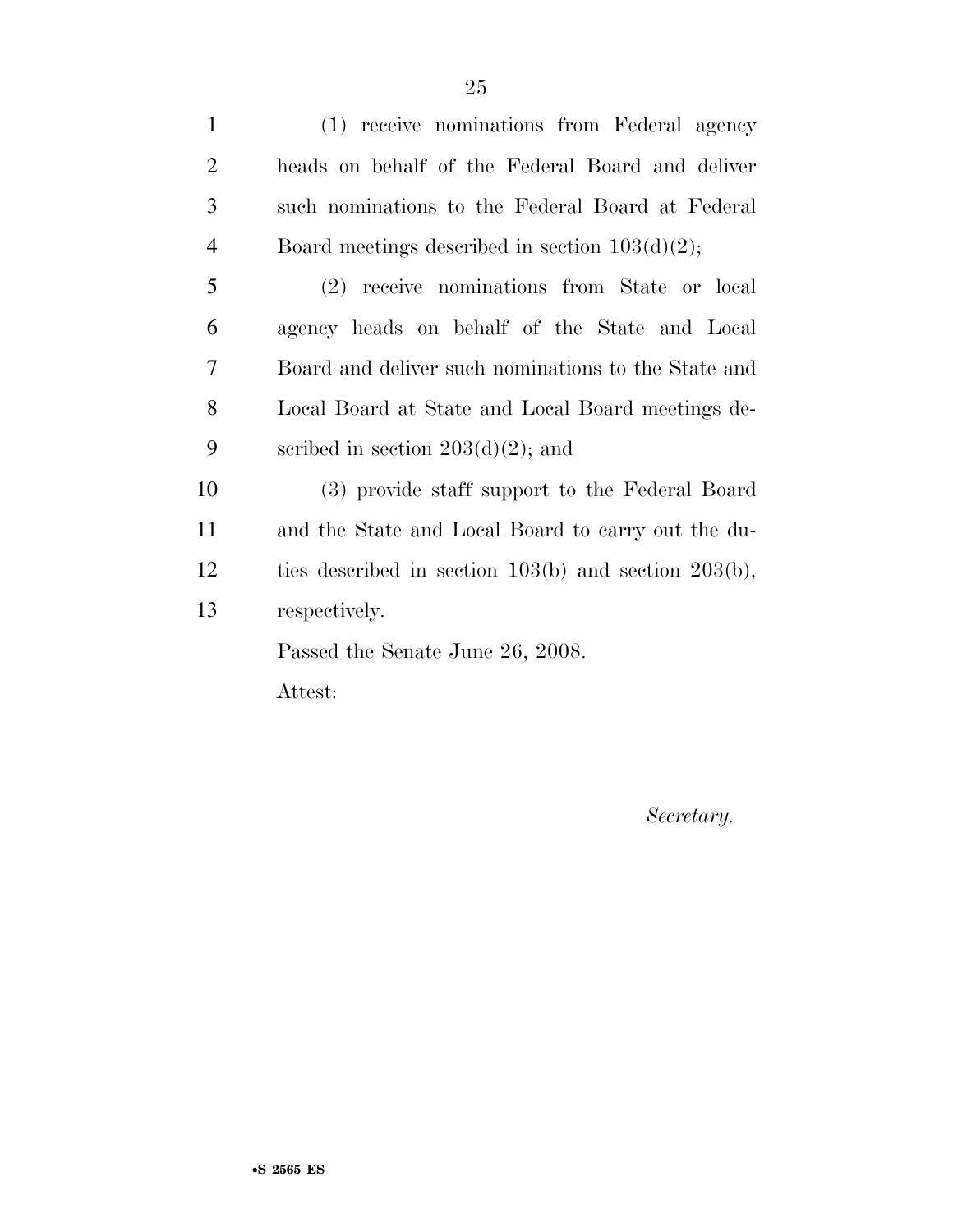(1) receive nominations from Federal agency heads on behalf of the Federal Board and deliver such nominations to the Federal Board at Federal Board meetings described in section 103(d)(2);

(2) receive nominations from State or local agency heads on behalf of the State and Local Board and deliver such nominations to the State and Local Board at State and Local Board meetings described in section 203(d)(2); and

(3) provide staff support to the Federal Board and the State and Local Board to carry out the duties described in section 103(b) and section 203(b), respectively.

Passed the Senate June 26, 2008.

Attest:

*Secretary.*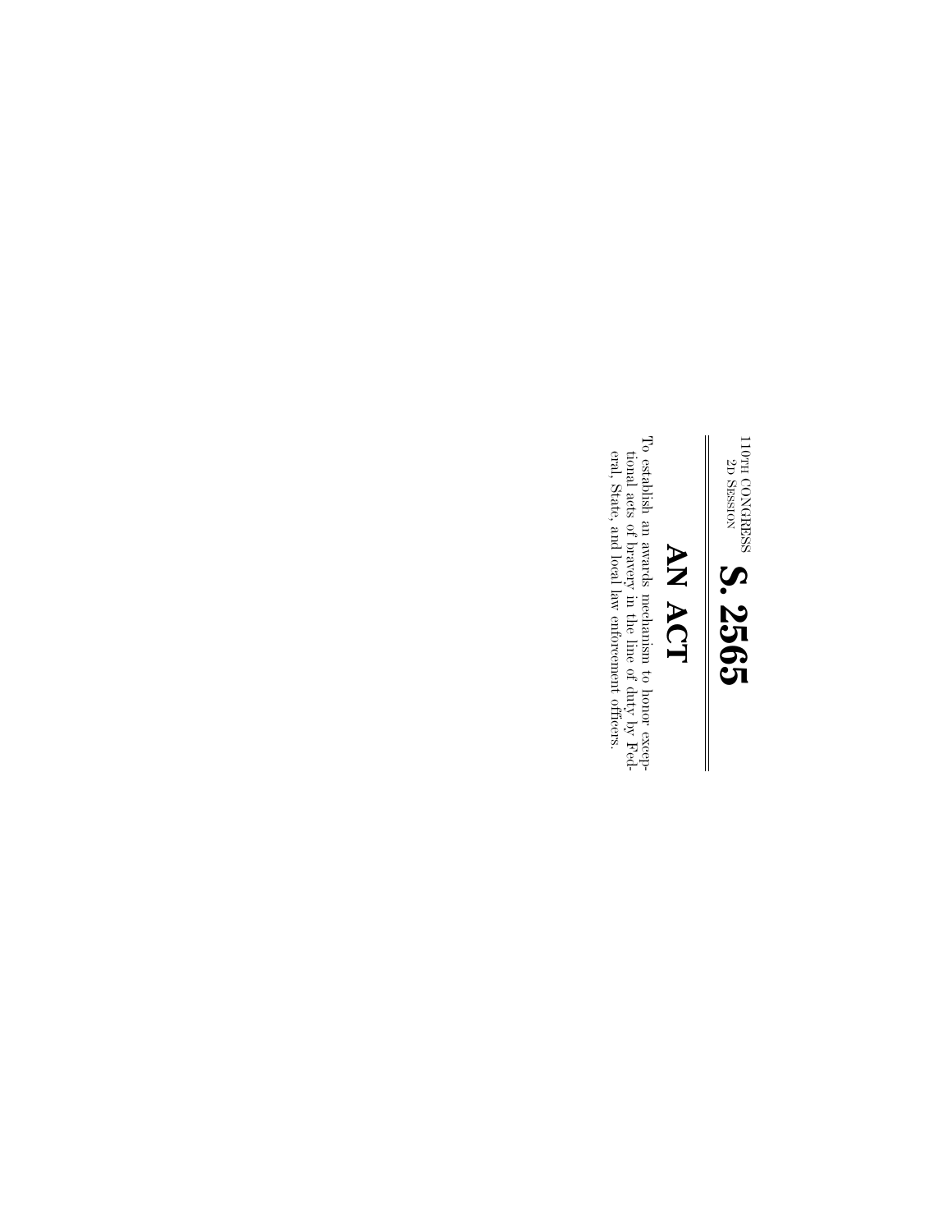110TH CONGRESS
2D SESSION

# S. 2565

# AN ACT

To establish an awards mechanism to honor exceptional acts of bravery in the line of duty by Federal, State, and local law enforcement officers.